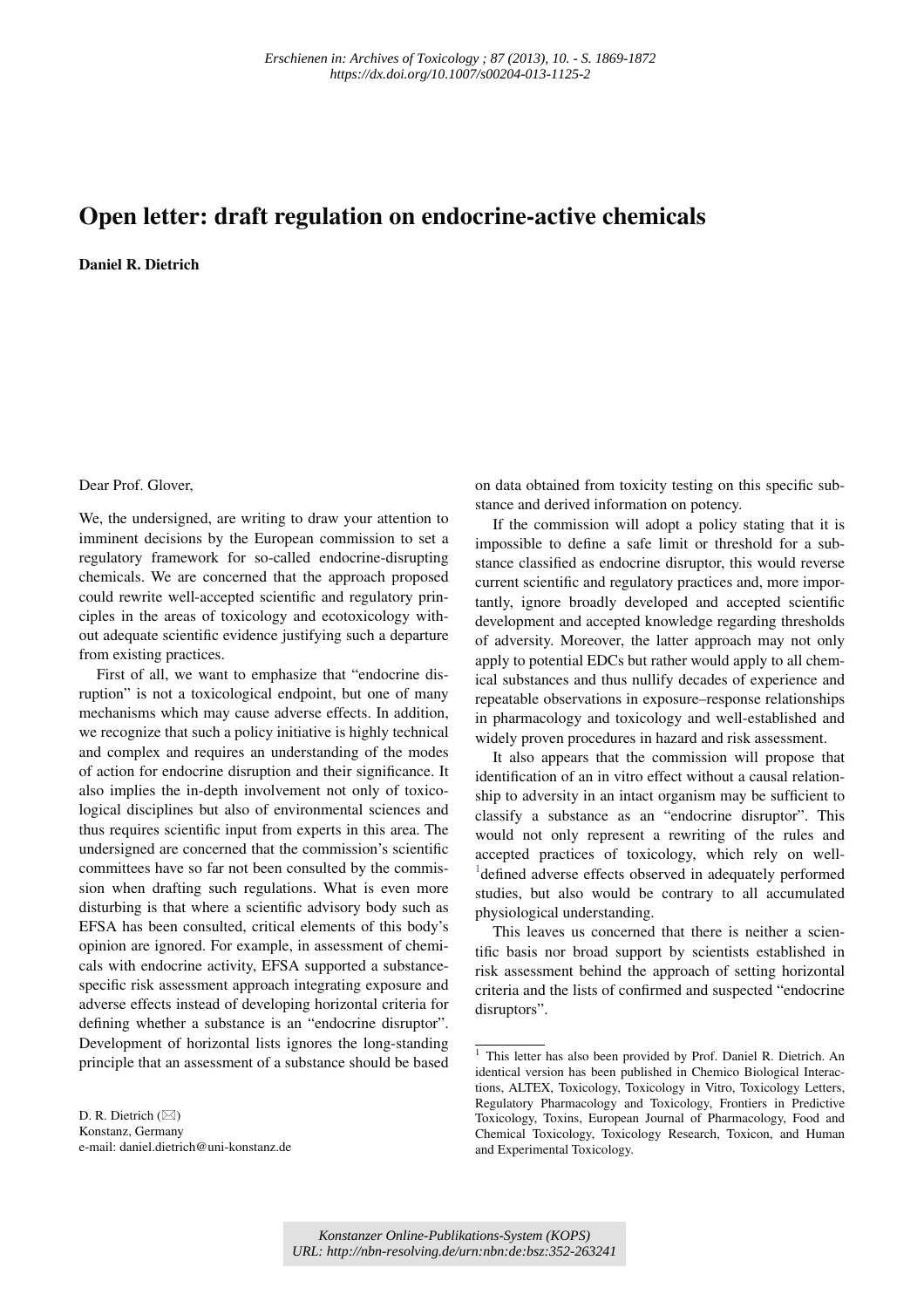# Open letter: draft regulation on endocrine-active chemicals

**Daniel R. Dietrich**

Dear Prof. Glover,

We, the undersigned, are writing to draw your attention to imminent decisions by the European commission to set a regulatory framework for so-called endocrine-disrupting chemicals. We are concerned that the approach proposed could rewrite well-accepted scientific and regulatory principles in the areas of toxicology and ecotoxicology without adequate scientific evidence justifying such a departure from existing practices.

First of all, we want to emphasize that "endocrine disruption" is not a toxicological endpoint, but one of many mechanisms which may cause adverse effects. In addition, we recognize that such a policy initiative is highly technical and complex and requires an understanding of the modes of action for endocrine disruption and their significance. It also implies the in-depth involvement not only of toxicological disciplines but also of environmental sciences and thus requires scientific input from experts in this area. The undersigned are concerned that the commission's scientific committees have so far not been consulted by the commission when drafting such regulations. What is even more disturbing is that where a scientific advisory body such as EFSA has been consulted, critical elements of this body's opinion are ignored. For example, in assessment of chemicals with endocrine activity, EFSA supported a substance-specific risk assessment approach integrating exposure and adverse effects instead of developing horizontal criteria for defining whether a substance is an "endocrine disruptor". Development of horizontal lists ignores the long-standing principle that an assessment of a substance should be based on data obtained from toxicity testing on this specific substance and derived information on potency.

If the commission will adopt a policy stating that it is impossible to define a safe limit or threshold for a substance classified as endocrine disruptor, this would reverse current scientific and regulatory practices and, more importantly, ignore broadly developed and accepted scientific development and accepted knowledge regarding thresholds of adversity. Moreover, the latter approach may not only apply to potential EDCs but rather would apply to all chemical substances and thus nullify decades of experience and repeatable observations in exposure–response relationships in pharmacology and toxicology and well-established and widely proven procedures in hazard and risk assessment.

It also appears that the commission will propose that identification of an in vitro effect without a causal relationship to adversity in an intact organism may be sufficient to classify a substance as an "endocrine disruptor". This would not only represent a rewriting of the rules and accepted practices of toxicology, which rely on well-[1]defined adverse effects observed in adequately performed studies, but also would be contrary to all accumulated physiological understanding.

This leaves us concerned that there is neither a scientific basis nor broad support by scientists established in risk assessment behind the approach of setting horizontal criteria and the lists of confirmed and suspected "endocrine disruptors".

D. R. Dietrich (✉)
Konstanz, Germany
e-mail: daniel.dietrich@uni-konstanz.de

[1] This letter has also been provided by Prof. Daniel R. Dietrich. An identical version has been published in Chemico Biological Interactions, ALTEX, Toxicology, Toxicology in Vitro, Toxicology Letters, Regulatory Pharmacology and Toxicology, Frontiers in Predictive Toxicology, Toxins, European Journal of Pharmacology, Food and Chemical Toxicology, Toxicology Research, Toxicon, and Human and Experimental Toxicology.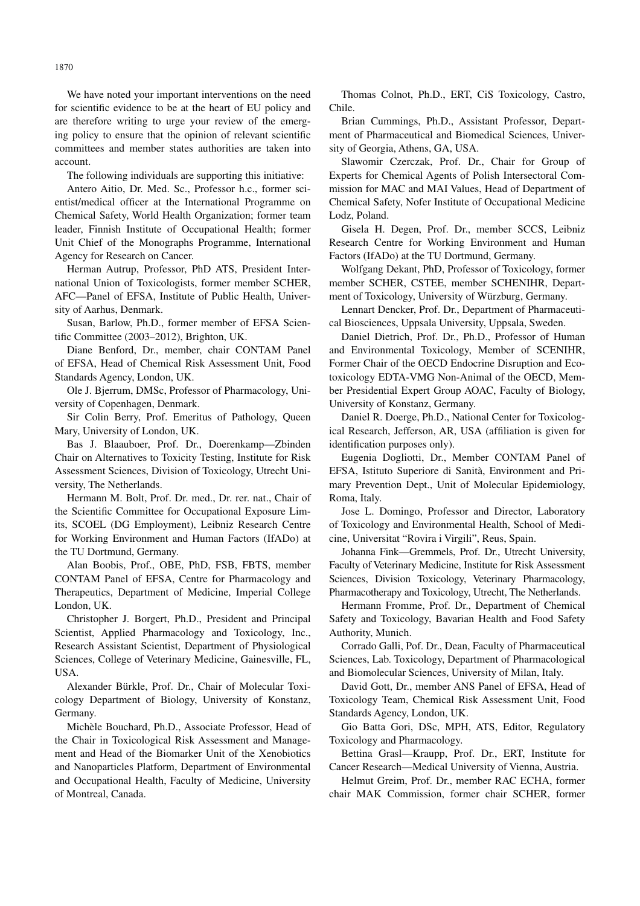We have noted your important interventions on the need for scientific evidence to be at the heart of EU policy and are therefore writing to urge your review of the emerging policy to ensure that the opinion of relevant scientific committees and member states authorities are taken into account.

The following individuals are supporting this initiative:

Antero Aitio, Dr. Med. Sc., Professor h.c., former scientist/medical officer at the International Programme on Chemical Safety, World Health Organization; former team leader, Finnish Institute of Occupational Health; former Unit Chief of the Monographs Programme, International Agency for Research on Cancer.

Herman Autrup, Professor, PhD ATS, President International Union of Toxicologists, former member SCHER, AFC—Panel of EFSA, Institute of Public Health, University of Aarhus, Denmark.

Susan, Barlow, Ph.D., former member of EFSA Scientific Committee (2003–2012), Brighton, UK.

Diane Benford, Dr., member, chair CONTAM Panel of EFSA, Head of Chemical Risk Assessment Unit, Food Standards Agency, London, UK.

Ole J. Bjerrum, DMSc, Professor of Pharmacology, University of Copenhagen, Denmark.

Sir Colin Berry, Prof. Emeritus of Pathology, Queen Mary, University of London, UK.

Bas J. Blaauboer, Prof. Dr., Doerenkamp—Zbinden Chair on Alternatives to Toxicity Testing, Institute for Risk Assessment Sciences, Division of Toxicology, Utrecht University, The Netherlands.

Hermann M. Bolt, Prof. Dr. med., Dr. rer. nat., Chair of the Scientific Committee for Occupational Exposure Limits, SCOEL (DG Employment), Leibniz Research Centre for Working Environment and Human Factors (IfADo) at the TU Dortmund, Germany.

Alan Boobis, Prof., OBE, PhD, FSB, FBTS, member CONTAM Panel of EFSA, Centre for Pharmacology and Therapeutics, Department of Medicine, Imperial College London, UK.

Christopher J. Borgert, Ph.D., President and Principal Scientist, Applied Pharmacology and Toxicology, Inc., Research Assistant Scientist, Department of Physiological Sciences, College of Veterinary Medicine, Gainesville, FL, USA.

Alexander Bürkle, Prof. Dr., Chair of Molecular Toxicology Department of Biology, University of Konstanz, Germany.

Michèle Bouchard, Ph.D., Associate Professor, Head of the Chair in Toxicological Risk Assessment and Management and Head of the Biomarker Unit of the Xenobiotics and Nanoparticles Platform, Department of Environmental and Occupational Health, Faculty of Medicine, University of Montreal, Canada.

Thomas Colnot, Ph.D., ERT, CiS Toxicology, Castro, Chile.

Brian Cummings, Ph.D., Assistant Professor, Department of Pharmaceutical and Biomedical Sciences, University of Georgia, Athens, GA, USA.

Slawomir Czerczak, Prof. Dr., Chair for Group of Experts for Chemical Agents of Polish Intersectoral Commission for MAC and MAI Values, Head of Department of Chemical Safety, Nofer Institute of Occupational Medicine Lodz, Poland.

Gisela H. Degen, Prof. Dr., member SCCS, Leibniz Research Centre for Working Environment and Human Factors (IfADo) at the TU Dortmund, Germany.

Wolfgang Dekant, PhD, Professor of Toxicology, former member SCHER, CSTEE, member SCHENIHR, Department of Toxicology, University of Würzburg, Germany.

Lennart Dencker, Prof. Dr., Department of Pharmaceutical Biosciences, Uppsala University, Uppsala, Sweden.

Daniel Dietrich, Prof. Dr., Ph.D., Professor of Human and Environmental Toxicology, Member of SCENIHR, Former Chair of the OECD Endocrine Disruption and Ecotoxicology EDTA-VMG Non-Animal of the OECD, Member Presidential Expert Group AOAC, Faculty of Biology, University of Konstanz, Germany.

Daniel R. Doerge, Ph.D., National Center for Toxicological Research, Jefferson, AR, USA (affiliation is given for identification purposes only).

Eugenia Dogliotti, Dr., Member CONTAM Panel of EFSA, Istituto Superiore di Sanità, Environment and Primary Prevention Dept., Unit of Molecular Epidemiology, Roma, Italy.

Jose L. Domingo, Professor and Director, Laboratory of Toxicology and Environmental Health, School of Medicine, Universitat "Rovira i Virgili", Reus, Spain.

Johanna Fink—Gremmels, Prof. Dr., Utrecht University, Faculty of Veterinary Medicine, Institute for Risk Assessment Sciences, Division Toxicology, Veterinary Pharmacology, Pharmacotherapy and Toxicology, Utrecht, The Netherlands.

Hermann Fromme, Prof. Dr., Department of Chemical Safety and Toxicology, Bavarian Health and Food Safety Authority, Munich.

Corrado Galli, Pof. Dr., Dean, Faculty of Pharmaceutical Sciences, Lab. Toxicology, Department of Pharmacological and Biomolecular Sciences, University of Milan, Italy.

David Gott, Dr., member ANS Panel of EFSA, Head of Toxicology Team, Chemical Risk Assessment Unit, Food Standards Agency, London, UK.

Gio Batta Gori, DSc, MPH, ATS, Editor, Regulatory Toxicology and Pharmacology.

Bettina Grasl—Kraupp, Prof. Dr., ERT, Institute for Cancer Research—Medical University of Vienna, Austria.

Helmut Greim, Prof. Dr., member RAC ECHA, former chair MAK Commission, former chair SCHER, former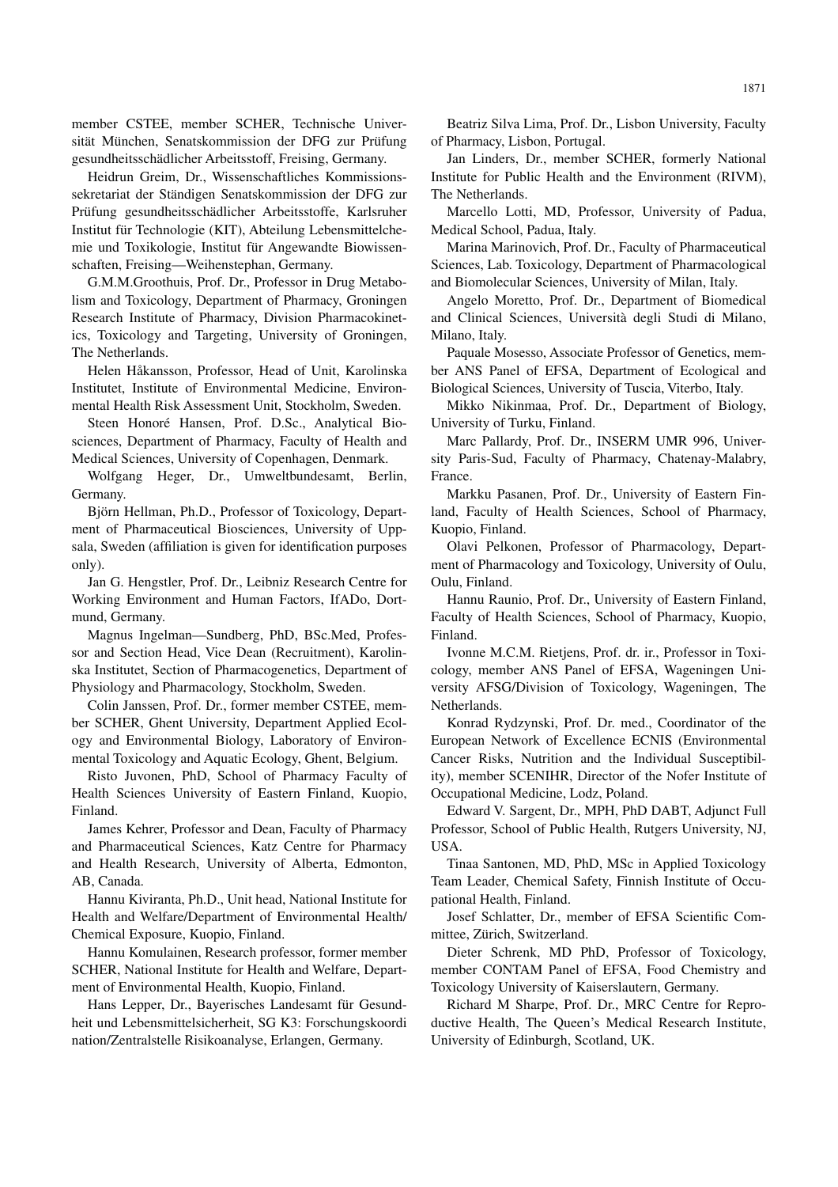member CSTEE, member SCHER, Technische Universität München, Senatskommission der DFG zur Prüfung gesundheitsschädlicher Arbeitsstoff, Freising, Germany.

Heidrun Greim, Dr., Wissenschaftliches Kommissionssekretariat der Ständigen Senatskommission der DFG zur Prüfung gesundheitsschädlicher Arbeitsstoffe, Karlsruher Institut für Technologie (KIT), Abteilung Lebensmittelchemie und Toxikologie, Institut für Angewandte Biowissenschaften, Freising—Weihenstephan, Germany.

G.M.M.Groothuis, Prof. Dr., Professor in Drug Metabolism and Toxicology, Department of Pharmacy, Groningen Research Institute of Pharmacy, Division Pharmacokinetics, Toxicology and Targeting, University of Groningen, The Netherlands.

Helen Håkansson, Professor, Head of Unit, Karolinska Institutet, Institute of Environmental Medicine, Environmental Health Risk Assessment Unit, Stockholm, Sweden.

Steen Honoré Hansen, Prof. D.Sc., Analytical Biosciences, Department of Pharmacy, Faculty of Health and Medical Sciences, University of Copenhagen, Denmark.

Wolfgang Heger, Dr., Umweltbundesamt, Berlin, Germany.

Björn Hellman, Ph.D., Professor of Toxicology, Department of Pharmaceutical Biosciences, University of Uppsala, Sweden (affiliation is given for identification purposes only).

Jan G. Hengstler, Prof. Dr., Leibniz Research Centre for Working Environment and Human Factors, IfADo, Dortmund, Germany.

Magnus Ingelman—Sundberg, PhD, BSc.Med, Professor and Section Head, Vice Dean (Recruitment), Karolinska Institutet, Section of Pharmacogenetics, Department of Physiology and Pharmacology, Stockholm, Sweden.

Colin Janssen, Prof. Dr., former member CSTEE, member SCHER, Ghent University, Department Applied Ecology and Environmental Biology, Laboratory of Environmental Toxicology and Aquatic Ecology, Ghent, Belgium.

Risto Juvonen, PhD, School of Pharmacy Faculty of Health Sciences University of Eastern Finland, Kuopio, Finland.

James Kehrer, Professor and Dean, Faculty of Pharmacy and Pharmaceutical Sciences, Katz Centre for Pharmacy and Health Research, University of Alberta, Edmonton, AB, Canada.

Hannu Kiviranta, Ph.D., Unit head, National Institute for Health and Welfare/Department of Environmental Health/ Chemical Exposure, Kuopio, Finland.

Hannu Komulainen, Research professor, former member SCHER, National Institute for Health and Welfare, Department of Environmental Health, Kuopio, Finland.

Hans Lepper, Dr., Bayerisches Landesamt für Gesundheit und Lebensmittelsicherheit, SG K3: Forschungskoordination/Zentralstelle Risikoanalyse, Erlangen, Germany.

Beatriz Silva Lima, Prof. Dr., Lisbon University, Faculty of Pharmacy, Lisbon, Portugal.

Jan Linders, Dr., member SCHER, formerly National Institute for Public Health and the Environment (RIVM), The Netherlands.

Marcello Lotti, MD, Professor, University of Padua, Medical School, Padua, Italy.

Marina Marinovich, Prof. Dr., Faculty of Pharmaceutical Sciences, Lab. Toxicology, Department of Pharmacological and Biomolecular Sciences, University of Milan, Italy.

Angelo Moretto, Prof. Dr., Department of Biomedical and Clinical Sciences, Università degli Studi di Milano, Milano, Italy.

Paquale Mosesso, Associate Professor of Genetics, member ANS Panel of EFSA, Department of Ecological and Biological Sciences, University of Tuscia, Viterbo, Italy.

Mikko Nikinmaa, Prof. Dr., Department of Biology, University of Turku, Finland.

Marc Pallardy, Prof. Dr., INSERM UMR 996, University Paris-Sud, Faculty of Pharmacy, Chatenay-Malabry, France.

Markku Pasanen, Prof. Dr., University of Eastern Finland, Faculty of Health Sciences, School of Pharmacy, Kuopio, Finland.

Olavi Pelkonen, Professor of Pharmacology, Department of Pharmacology and Toxicology, University of Oulu, Oulu, Finland.

Hannu Raunio, Prof. Dr., University of Eastern Finland, Faculty of Health Sciences, School of Pharmacy, Kuopio, Finland.

Ivonne M.C.M. Rietjens, Prof. dr. ir., Professor in Toxicology, member ANS Panel of EFSA, Wageningen University AFSG/Division of Toxicology, Wageningen, The Netherlands.

Konrad Rydzynski, Prof. Dr. med., Coordinator of the European Network of Excellence ECNIS (Environmental Cancer Risks, Nutrition and the Individual Susceptibility), member SCENIHR, Director of the Nofer Institute of Occupational Medicine, Lodz, Poland.

Edward V. Sargent, Dr., MPH, PhD DABT, Adjunct Full Professor, School of Public Health, Rutgers University, NJ, USA.

Tinaa Santonen, MD, PhD, MSc in Applied Toxicology Team Leader, Chemical Safety, Finnish Institute of Occupational Health, Finland.

Josef Schlatter, Dr., member of EFSA Scientific Committee, Zürich, Switzerland.

Dieter Schrenk, MD PhD, Professor of Toxicology, member CONTAM Panel of EFSA, Food Chemistry and Toxicology University of Kaiserslautern, Germany.

Richard M Sharpe, Prof. Dr., MRC Centre for Reproductive Health, The Queen's Medical Research Institute, University of Edinburgh, Scotland, UK.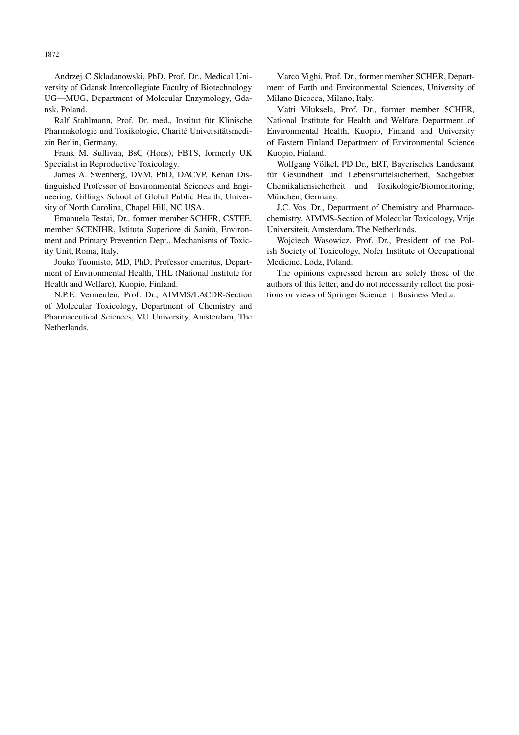Andrzej C Skladanowski, PhD, Prof. Dr., Medical University of Gdansk Intercollegiate Faculty of Biotechnology UG—MUG, Department of Molecular Enzymology, Gdansk, Poland.

Ralf Stahlmann, Prof. Dr. med., Institut für Klinische Pharmakologie und Toxikologie, Charité Universitätsmedizin Berlin, Germany.

Frank M. Sullivan, BsC (Hons), FBTS, formerly UK Specialist in Reproductive Toxicology.

James A. Swenberg, DVM, PhD, DACVP, Kenan Distinguished Professor of Environmental Sciences and Engineering, Gillings School of Global Public Health, University of North Carolina, Chapel Hill, NC USA.

Emanuela Testai, Dr., former member SCHER, CSTEE, member SCENIHR, Istituto Superiore di Sanità, Environment and Primary Prevention Dept., Mechanisms of Toxicity Unit, Roma, Italy.

Jouko Tuomisto, MD, PhD, Professor emeritus, Department of Environmental Health, THL (National Institute for Health and Welfare), Kuopio, Finland.

N.P.E. Vermeulen, Prof. Dr., AIMMS/LACDR-Section of Molecular Toxicology, Department of Chemistry and Pharmaceutical Sciences, VU University, Amsterdam, The Netherlands.

Marco Vighi, Prof. Dr., former member SCHER, Department of Earth and Environmental Sciences, University of Milano Bicocca, Milano, Italy.

Matti Viluksela, Prof. Dr., former member SCHER, National Institute for Health and Welfare Department of Environmental Health, Kuopio, Finland and University of Eastern Finland Department of Environmental Science Kuopio, Finland.

Wolfgang Völkel, PD Dr., ERT, Bayerisches Landesamt für Gesundheit und Lebensmittelsicherheit, Sachgebiet Chemikaliensicherheit und Toxikologie/Biomonitoring, München, Germany.

J.C. Vos, Dr., Department of Chemistry and Pharmacochemistry, AIMMS-Section of Molecular Toxicology, Vrije Universiteit, Amsterdam, The Netherlands.

Wojciech Wasowicz, Prof. Dr., President of the Polish Society of Toxicology, Nofer Institute of Occupational Medicine, Lodz, Poland.

The opinions expressed herein are solely those of the authors of this letter, and do not necessarily reflect the positions or views of Springer Science + Business Media.